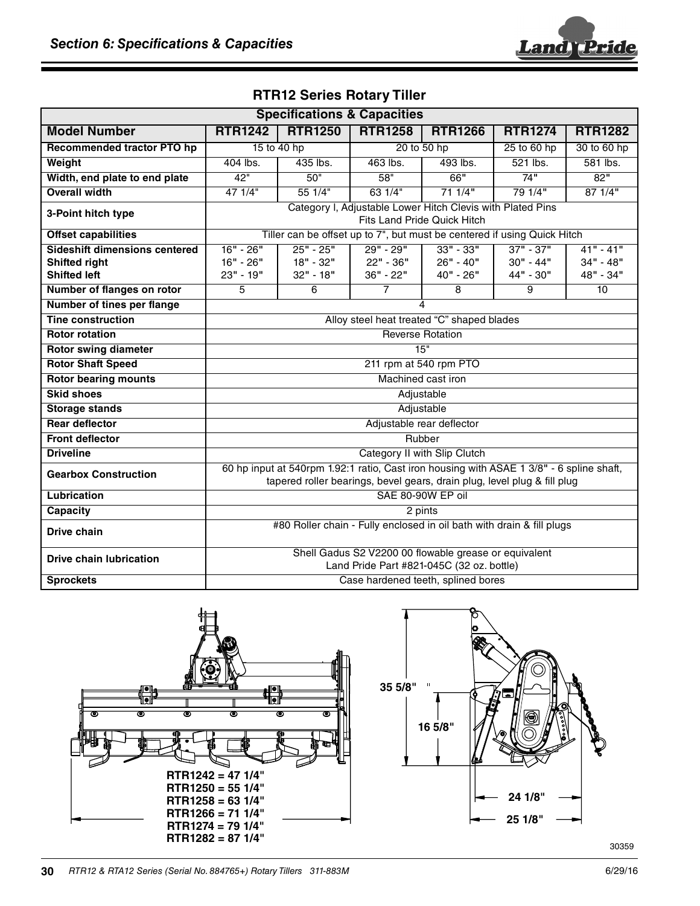## Section 6: Specifications & Capacities

### RTR12 Series Rotary Tiller

| Specifications & Capacities | | | | | | |
|---|---|---|---|---|---|---|
| **Model Number** | **RTR1242** | **RTR1250** | **RTR1258** | **RTR1266** | **RTR1274** | **RTR1282** |
| **Recommended tractor PTO hp** | 15 to 40 hp | | 20 to 50 hp | | 25 to 60 hp | 30 to 60 hp |
| **Weight** | 404 lbs. | 435 lbs. | 463 lbs. | 493 lbs. | 521 lbs. | 581 lbs. |
| **Width, end plate to end plate** | 42" | 50" | 58" | 66" | 74" | 82" |
| **Overall width** | 47 1/4" | 55 1/4" | 63 1/4" | 71 1/4" | 79 1/4" | 87 1/4" |
| **3-Point hitch type** | Category I, Adjustable Lower Hitch Clevis with Plated Pins<br>Fits Land Pride Quick Hitch | | | | | |
| **Offset capabilities** | Tiller can be offset up to 7", but must be centered if using Quick Hitch | | | | | |
| **Sideshift dimensions centered**<br>**Shifted right**<br>**Shifted left** | 16" - 26"<br>16" - 26"<br>23" - 19" | 25" - 25"<br>18" - 32"<br>32" - 18" | 29" - 29"<br>22" - 36"<br>36" - 22" | 33" - 33"<br>26" - 40"<br>40" - 26" | 37" - 37"<br>30" - 44"<br>44" - 30" | 41" - 41"<br>34" - 48"<br>48" - 34" |
| **Number of flanges on rotor** | 5 | 6 | 7 | 8 | 9 | 10 |
| **Number of tines per flange** | 4 | | | | | |
| **Tine construction** | Alloy steel heat treated "C" shaped blades | | | | | |
| **Rotor rotation** | Reverse Rotation | | | | | |
| **Rotor swing diameter** | 15" | | | | | |
| **Rotor Shaft Speed** | 211 rpm at 540 rpm PTO | | | | | |
| **Rotor bearing mounts** | Machined cast iron | | | | | |
| **Skid shoes** | Adjustable | | | | | |
| **Storage stands** | Adjustable | | | | | |
| **Rear deflector** | Adjustable rear deflector | | | | | |
| **Front deflector** | Rubber | | | | | |
| **Driveline** | Category II with Slip Clutch | | | | | |
| **Gearbox Construction** | 60 hp input at 540rpm 1.92:1 ratio, Cast iron housing with ASAE 1 3/8" - 6 spline shaft, tapered roller bearings, bevel gears, drain plug, level plug & fill plug | | | | | |
| **Lubrication** | SAE 80-90W EP oil | | | | | |
| **Capacity** | 2 pints | | | | | |
| **Drive chain** | #80 Roller chain - Fully enclosed in oil bath with drain & fill plugs | | | | | |
| **Drive chain lubrication** | Shell Gadus S2 V2200 00 flowable grease or equivalent<br>Land Pride Part #821-045C (32 oz. bottle) | | | | | |
| **Sprockets** | Case hardened teeth, splined bores | | | | | |

**RTR1242 = 47 1/4"**
**RTR1250 = 55 1/4"**
**RTR1258 = 63 1/4"**
**RTR1266 = 71 1/4"**
**RTR1274 = 79 1/4"**
**RTR1282 = 87 1/4"**

**35 5/8"**
**16 5/8"**
**24 1/8"**
**25 1/8"**

30359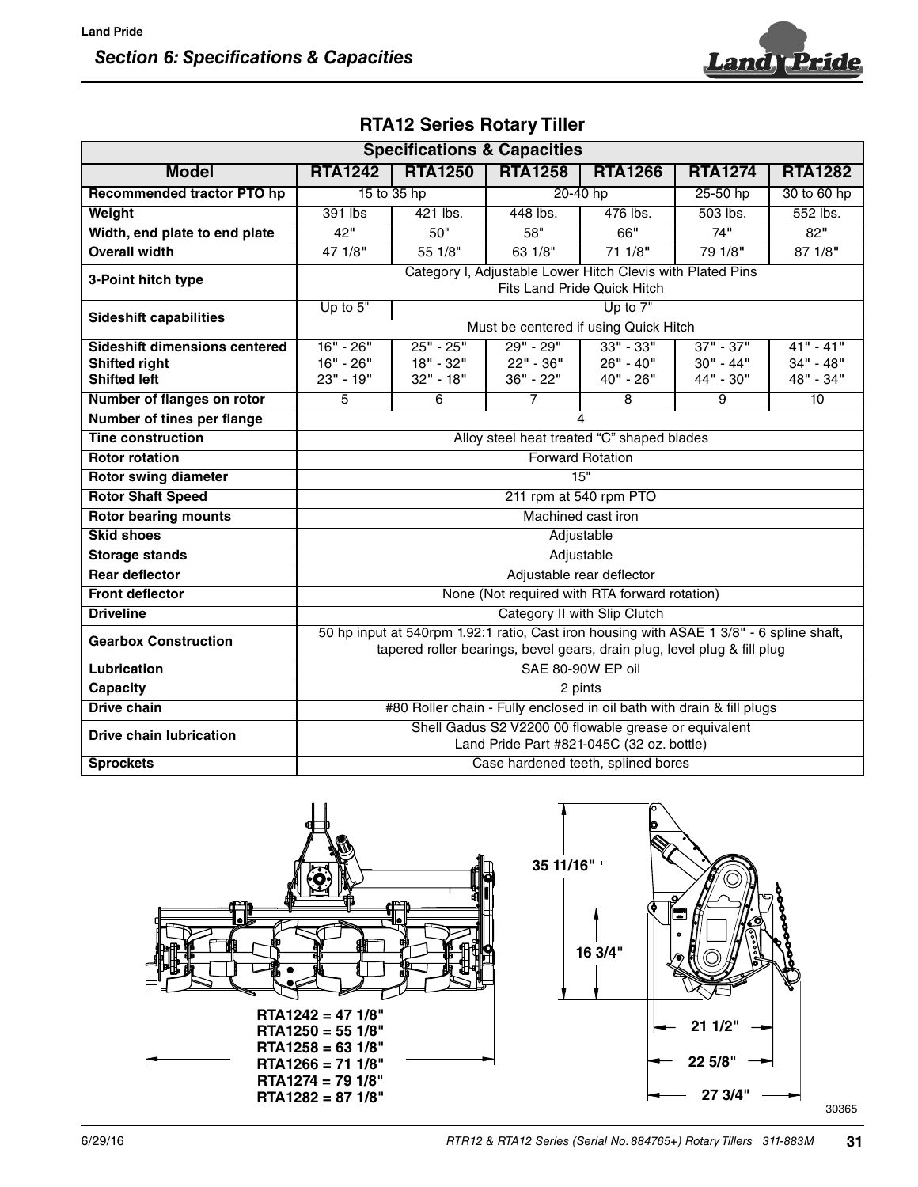## Section 6: Specifications & Capacities

### RTA12 Series Rotary Tiller

| Specifications & Capacities | | | | | | |
|---|---|---|---|---|---|---|
| **Model** | **RTA1242** | **RTA1250** | **RTA1258** | **RTA1266** | **RTA1274** | **RTA1282** |
| **Recommended tractor PTO hp** | 15 to 35 hp | | 20-40 hp | | 25-50 hp | 30 to 60 hp |
| **Weight** | 391 lbs | 421 lbs. | 448 lbs. | 476 lbs. | 503 lbs. | 552 lbs. |
| **Width, end plate to end plate** | 42" | 50" | 58" | 66" | 74" | 82" |
| **Overall width** | 47 1/8" | 55 1/8" | 63 1/8" | 71 1/8" | 79 1/8" | 87 1/8" |
| **3-Point hitch type** | Category I, Adjustable Lower Hitch Clevis with Plated Pins<br>Fits Land Pride Quick Hitch | | | | | |
| **Sideshift capabilities** | Up to 5" | Up to 7" | | | | |
| | Must be centered if using Quick Hitch | | | | | |
| **Sideshift dimensions centered**<br>**Shifted right**<br>**Shifted left** | 16" - 26"<br>16" - 26"<br>23" - 19" | 25" - 25"<br>18" - 32"<br>32" - 18" | 29" - 29"<br>22" - 36"<br>36" - 22" | 33" - 33"<br>26" - 40"<br>40" - 26" | 37" - 37"<br>30" - 44"<br>44" - 30" | 41" - 41"<br>34" - 48"<br>48" - 34" |
| **Number of flanges on rotor** | 5 | 6 | 7 | 8 | 9 | 10 |
| **Number of tines per flange** | 4 | | | | | |
| **Tine construction** | Alloy steel heat treated "C" shaped blades | | | | | |
| **Rotor rotation** | Forward Rotation | | | | | |
| **Rotor swing diameter** | 15" | | | | | |
| **Rotor Shaft Speed** | 211 rpm at 540 rpm PTO | | | | | |
| **Rotor bearing mounts** | Machined cast iron | | | | | |
| **Skid shoes** | Adjustable | | | | | |
| **Storage stands** | Adjustable | | | | | |
| **Rear deflector** | Adjustable rear deflector | | | | | |
| **Front deflector** | None (Not required with RTA forward rotation) | | | | | |
| **Driveline** | Category II with Slip Clutch | | | | | |
| **Gearbox Construction** | 50 hp input at 540rpm 1.92:1 ratio, Cast iron housing with ASAE 1 3/8" - 6 spline shaft, tapered roller bearings, bevel gears, drain plug, level plug & fill plug | | | | | |
| **Lubrication** | SAE 80-90W EP oil | | | | | |
| **Capacity** | 2 pints | | | | | |
| **Drive chain** | #80 Roller chain - Fully enclosed in oil bath with drain & fill plugs | | | | | |
| **Drive chain lubrication** | Shell Gadus S2 V2200 00 flowable grease or equivalent<br>Land Pride Part #821-045C (32 oz. bottle) | | | | | |
| **Sprockets** | Case hardened teeth, splined bores | | | | | |

**RTA1242 = 47 1/8"**
**RTA1250 = 55 1/8"**
**RTA1258 = 63 1/8"**
**RTA1266 = 71 1/8"**
**RTA1274 = 79 1/8"**
**RTA1282 = 87 1/8"**

**35 11/16"**
**16 3/4"**
**21 1/2"**
**22 5/8"**
**27 3/4"**

30365